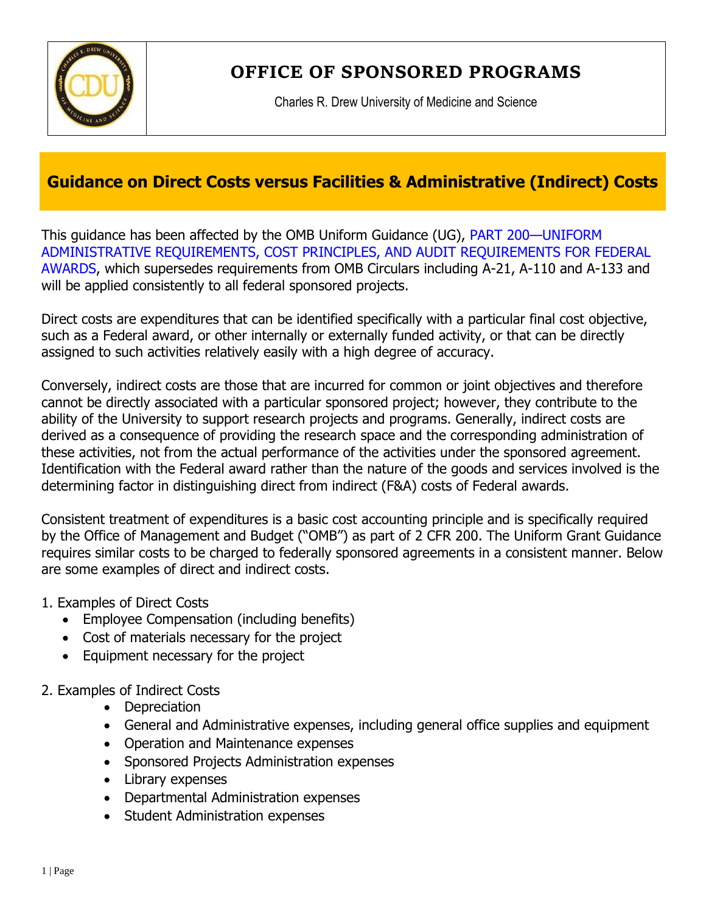# OFFICE OF SPONSORED PROGRAMS

Charles R. Drew University of Medicine and Science

## Guidance on Direct Costs versus Facilities & Administrative (Indirect) Costs

This guidance has been affected by the OMB Uniform Guidance (UG), PART 200—UNIFORM ADMINISTRATIVE REQUIREMENTS, COST PRINCIPLES, AND AUDIT REQUIREMENTS FOR FEDERAL AWARDS, which supersedes requirements from OMB Circulars including A-21, A-110 and A-133 and will be applied consistently to all federal sponsored projects.

Direct costs are expenditures that can be identified specifically with a particular final cost objective, such as a Federal award, or other internally or externally funded activity, or that can be directly assigned to such activities relatively easily with a high degree of accuracy.

Conversely, indirect costs are those that are incurred for common or joint objectives and therefore cannot be directly associated with a particular sponsored project; however, they contribute to the ability of the University to support research projects and programs. Generally, indirect costs are derived as a consequence of providing the research space and the corresponding administration of these activities, not from the actual performance of the activities under the sponsored agreement. Identification with the Federal award rather than the nature of the goods and services involved is the determining factor in distinguishing direct from indirect (F&A) costs of Federal awards.

Consistent treatment of expenditures is a basic cost accounting principle and is specifically required by the Office of Management and Budget ("OMB") as part of 2 CFR 200. The Uniform Grant Guidance requires similar costs to be charged to federally sponsored agreements in a consistent manner. Below are some examples of direct and indirect costs.

1. Examples of Direct Costs
   - Employee Compensation (including benefits)
   - Cost of materials necessary for the project
   - Equipment necessary for the project

2. Examples of Indirect Costs
   - Depreciation
   - General and Administrative expenses, including general office supplies and equipment
   - Operation and Maintenance expenses
   - Sponsored Projects Administration expenses
   - Library expenses
   - Departmental Administration expenses
   - Student Administration expenses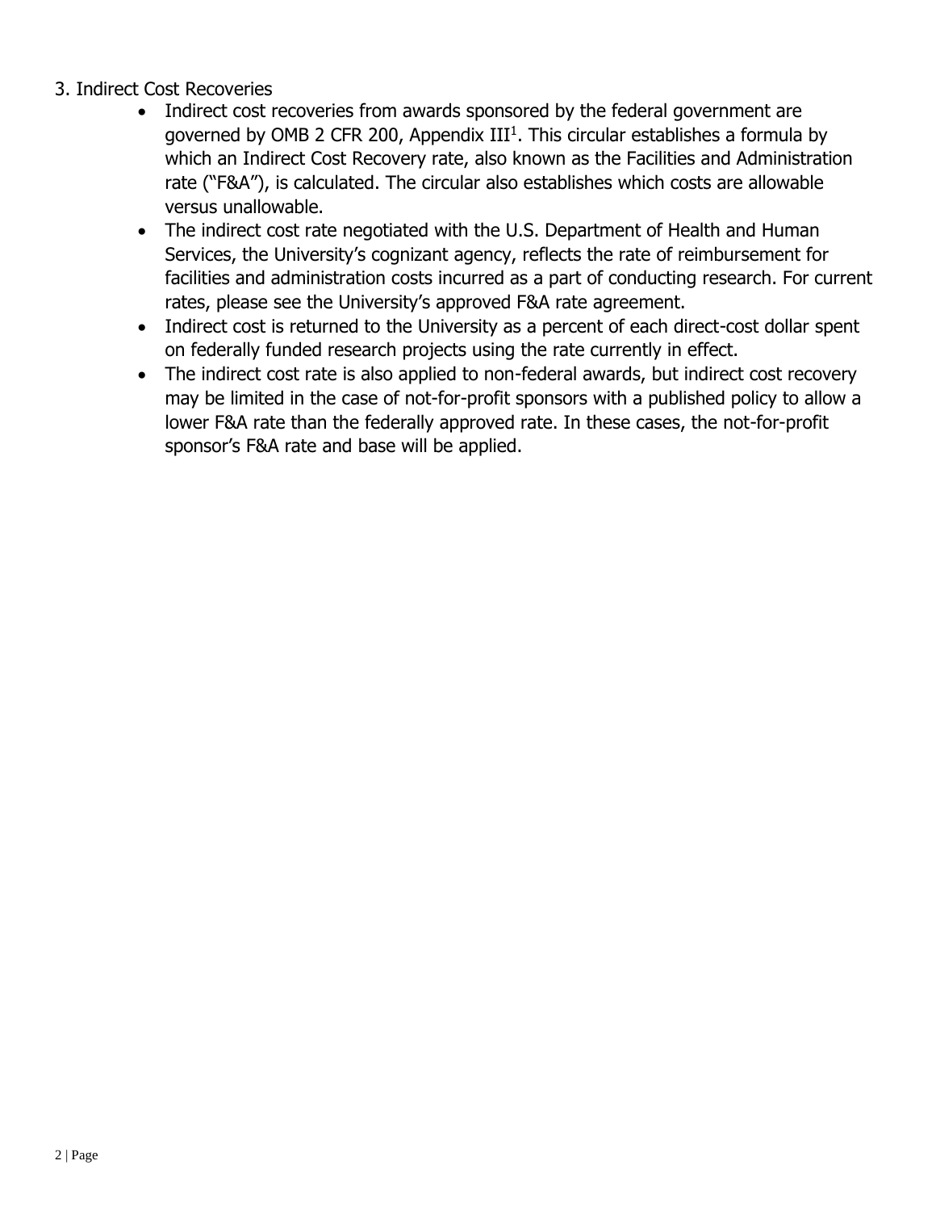3. Indirect Cost Recoveries

- Indirect cost recoveries from awards sponsored by the federal government are governed by OMB 2 CFR 200, Appendix III[1]. This circular establishes a formula by which an Indirect Cost Recovery rate, also known as the Facilities and Administration rate ("F&A"), is calculated. The circular also establishes which costs are allowable versus unallowable.
- The indirect cost rate negotiated with the U.S. Department of Health and Human Services, the University's cognizant agency, reflects the rate of reimbursement for facilities and administration costs incurred as a part of conducting research. For current rates, please see the University's approved F&A rate agreement.
- Indirect cost is returned to the University as a percent of each direct-cost dollar spent on federally funded research projects using the rate currently in effect.
- The indirect cost rate is also applied to non-federal awards, but indirect cost recovery may be limited in the case of not-for-profit sponsors with a published policy to allow a lower F&A rate than the federally approved rate. In these cases, the not-for-profit sponsor's F&A rate and base will be applied.